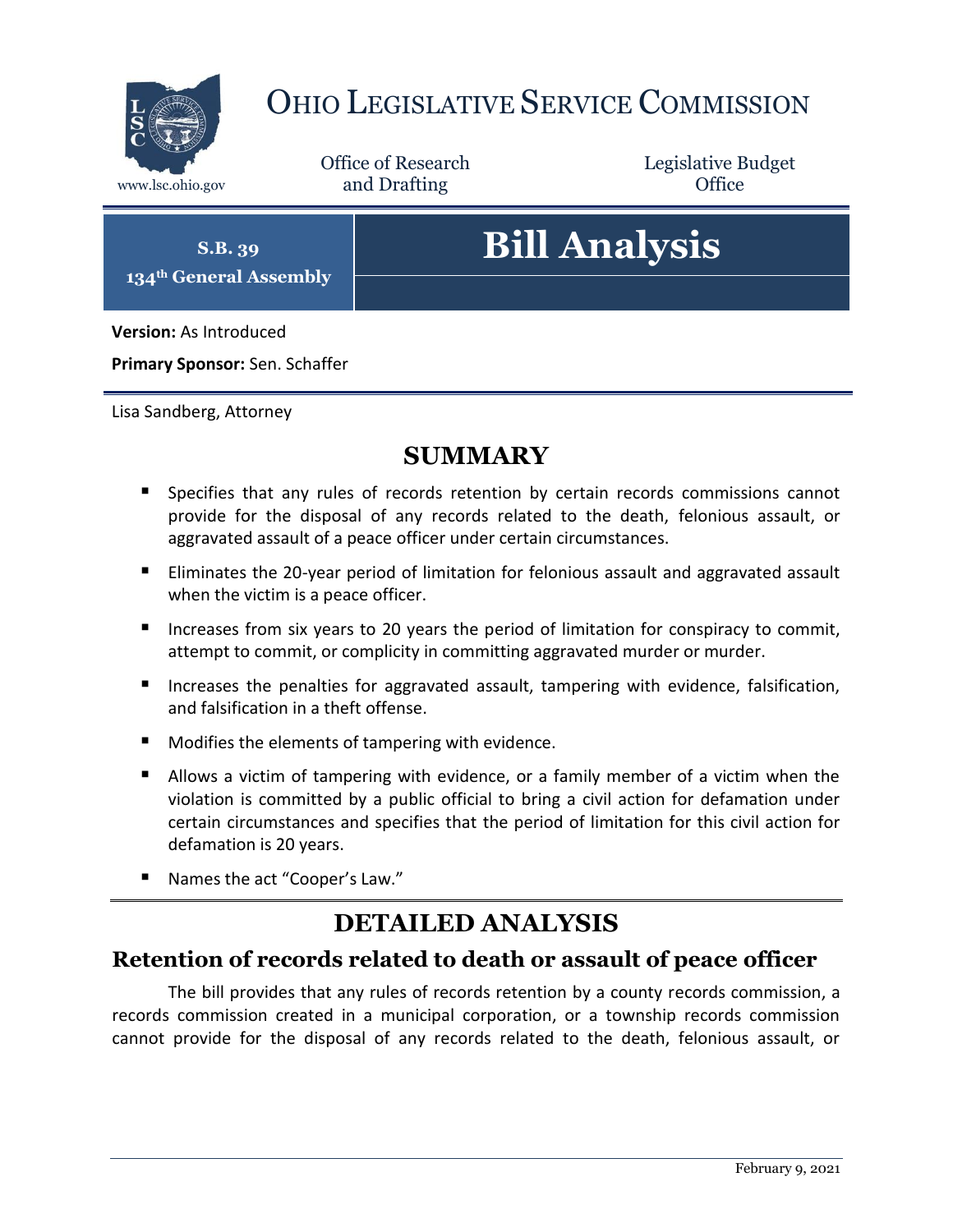# Ohio Legislative Service Commission

www.lsc.ohio.gov

Office of Research and Drafting

Legislative Budget Office

**S.B. 39**
**134th General Assembly**

# Bill Analysis

**Version:** As Introduced

**Primary Sponsor:** Sen. Schaffer

Lisa Sandberg, Attorney

## SUMMARY

- Specifies that any rules of records retention by certain records commissions cannot provide for the disposal of any records related to the death, felonious assault, or aggravated assault of a peace officer under certain circumstances.
- Eliminates the 20-year period of limitation for felonious assault and aggravated assault when the victim is a peace officer.
- Increases from six years to 20 years the period of limitation for conspiracy to commit, attempt to commit, or complicity in committing aggravated murder or murder.
- Increases the penalties for aggravated assault, tampering with evidence, falsification, and falsification in a theft offense.
- Modifies the elements of tampering with evidence.
- Allows a victim of tampering with evidence, or a family member of a victim when the violation is committed by a public official to bring a civil action for defamation under certain circumstances and specifies that the period of limitation for this civil action for defamation is 20 years.
- Names the act "Cooper's Law."

## DETAILED ANALYSIS

### Retention of records related to death or assault of peace officer

The bill provides that any rules of records retention by a county records commission, a records commission created in a municipal corporation, or a township records commission cannot provide for the disposal of any records related to the death, felonious assault, or

February 9, 2021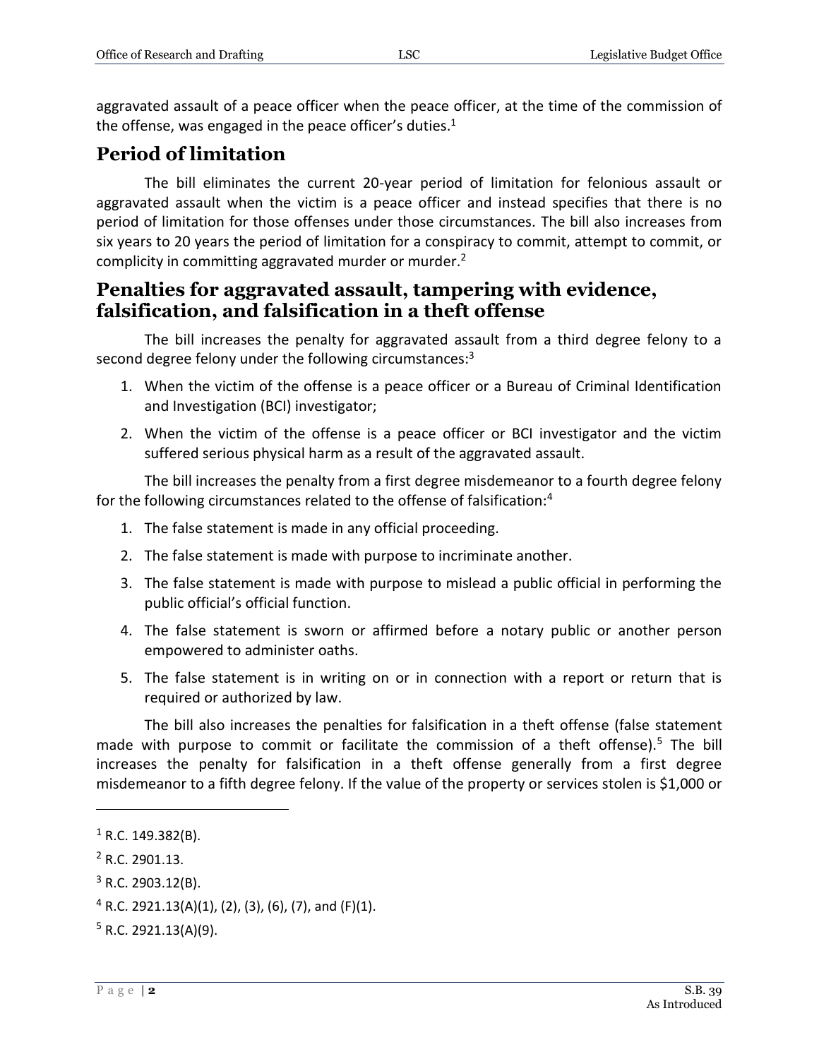aggravated assault of a peace officer when the peace officer, at the time of the commission of the offense, was engaged in the peace officer's duties.[1]

## Period of limitation

The bill eliminates the current 20-year period of limitation for felonious assault or aggravated assault when the victim is a peace officer and instead specifies that there is no period of limitation for those offenses under those circumstances. The bill also increases from six years to 20 years the period of limitation for a conspiracy to commit, attempt to commit, or complicity in committing aggravated murder or murder.[2]

## Penalties for aggravated assault, tampering with evidence, falsification, and falsification in a theft offense

The bill increases the penalty for aggravated assault from a third degree felony to a second degree felony under the following circumstances:[3]

1. When the victim of the offense is a peace officer or a Bureau of Criminal Identification and Investigation (BCI) investigator;
2. When the victim of the offense is a peace officer or BCI investigator and the victim suffered serious physical harm as a result of the aggravated assault.

The bill increases the penalty from a first degree misdemeanor to a fourth degree felony for the following circumstances related to the offense of falsification:[4]

1. The false statement is made in any official proceeding.
2. The false statement is made with purpose to incriminate another.
3. The false statement is made with purpose to mislead a public official in performing the public official's official function.
4. The false statement is sworn or affirmed before a notary public or another person empowered to administer oaths.
5. The false statement is in writing on or in connection with a report or return that is required or authorized by law.

The bill also increases the penalties for falsification in a theft offense (false statement made with purpose to commit or facilitate the commission of a theft offense).[5] The bill increases the penalty for falsification in a theft offense generally from a first degree misdemeanor to a fifth degree felony. If the value of the property or services stolen is $1,000 or

---

[1] R.C. 149.382(B).

[2] R.C. 2901.13.

[3] R.C. 2903.12(B).

[4] R.C. 2921.13(A)(1), (2), (3), (6), (7), and (F)(1).

[5] R.C. 2921.13(A)(9).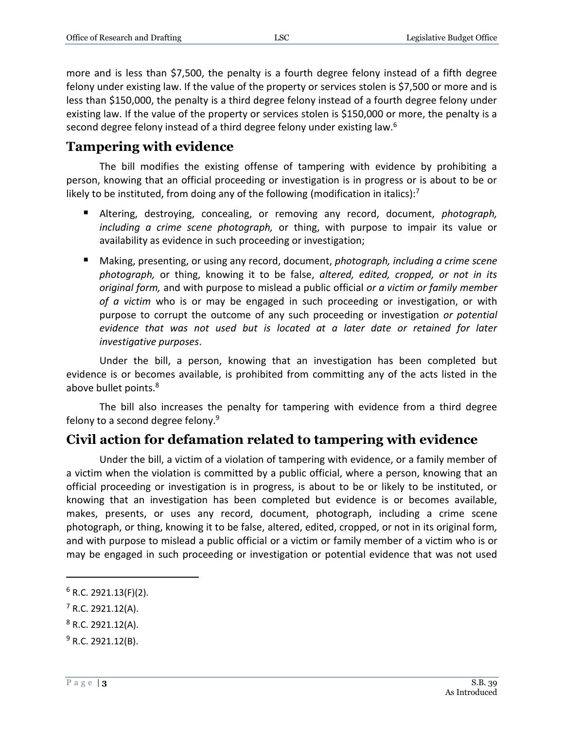more and is less than $7,500, the penalty is a fourth degree felony instead of a fifth degree felony under existing law. If the value of the property or services stolen is $7,500 or more and is less than $150,000, the penalty is a third degree felony instead of a fourth degree felony under existing law. If the value of the property or services stolen is $150,000 or more, the penalty is a second degree felony instead of a third degree felony under existing law.[6]

## Tampering with evidence

The bill modifies the existing offense of tampering with evidence by prohibiting a person, knowing that an official proceeding or investigation is in progress or is about to be or likely to be instituted, from doing any of the following (modification in italics):[7]

- Altering, destroying, concealing, or removing any record, document, *photograph, including a crime scene photograph,* or thing, with purpose to impair its value or availability as evidence in such proceeding or investigation;
- Making, presenting, or using any record, document, *photograph, including a crime scene photograph,* or thing, knowing it to be false, *altered, edited, cropped, or not in its original form,* and with purpose to mislead a public official *or a victim or family member of a victim* who is or may be engaged in such proceeding or investigation, or with purpose to corrupt the outcome of any such proceeding or investigation *or potential evidence that was not used but is located at a later date or retained for later investigative purposes*.

Under the bill, a person, knowing that an investigation has been completed but evidence is or becomes available, is prohibited from committing any of the acts listed in the above bullet points.[8]

The bill also increases the penalty for tampering with evidence from a third degree felony to a second degree felony.[9]

## Civil action for defamation related to tampering with evidence

Under the bill, a victim of a violation of tampering with evidence, or a family member of a victim when the violation is committed by a public official, where a person, knowing that an official proceeding or investigation is in progress, is about to be or likely to be instituted, or knowing that an investigation has been completed but evidence is or becomes available, makes, presents, or uses any record, document, photograph, including a crime scene photograph, or thing, knowing it to be false, altered, edited, cropped, or not in its original form, and with purpose to mislead a public official or a victim or family member of a victim who is or may be engaged in such proceeding or investigation or potential evidence that was not used

---

[6] R.C. 2921.13(F)(2).

[7] R.C. 2921.12(A).

[8] R.C. 2921.12(A).

[9] R.C. 2921.12(B).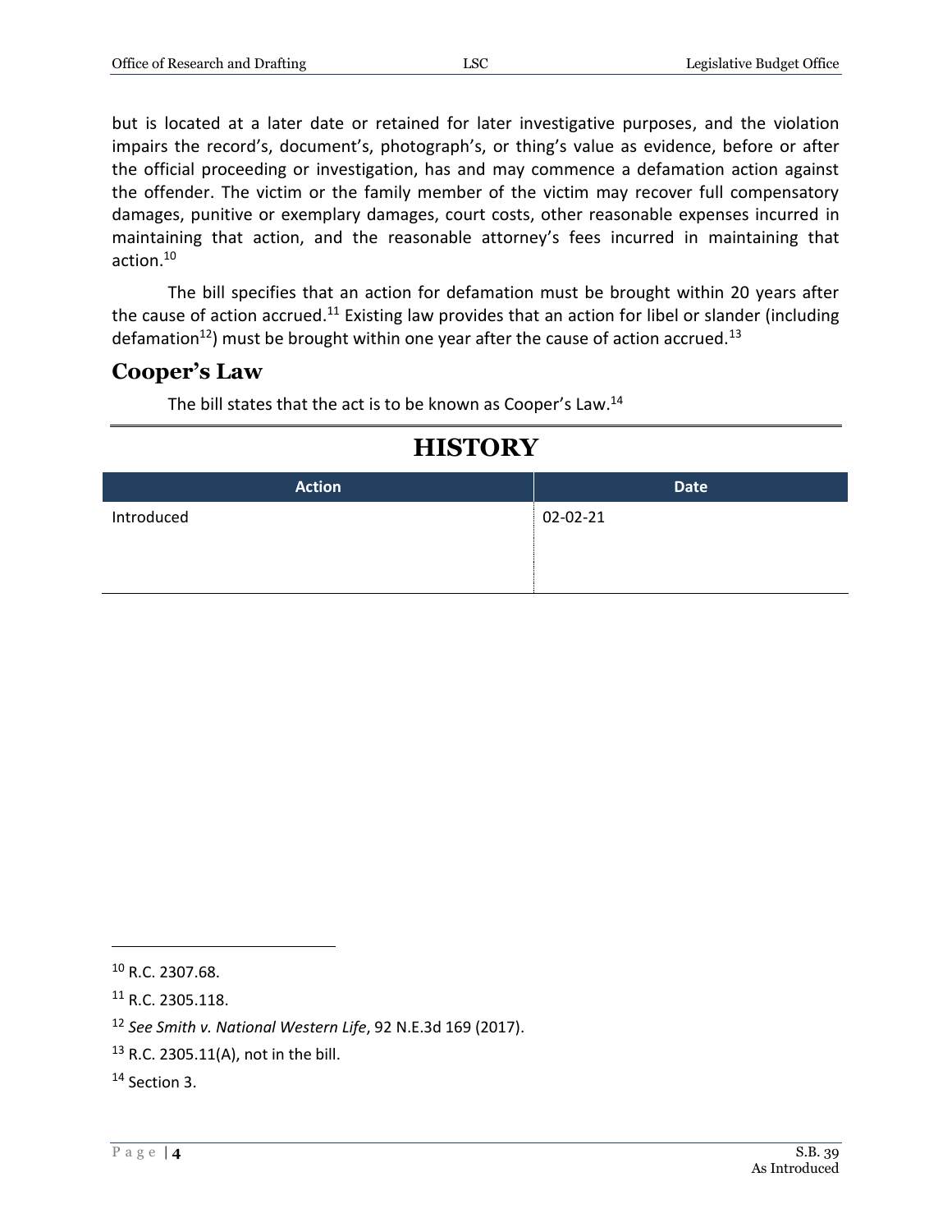but is located at a later date or retained for later investigative purposes, and the violation impairs the record's, document's, photograph's, or thing's value as evidence, before or after the official proceeding or investigation, has and may commence a defamation action against the offender. The victim or the family member of the victim may recover full compensatory damages, punitive or exemplary damages, court costs, other reasonable expenses incurred in maintaining that action, and the reasonable attorney's fees incurred in maintaining that action.[10]

The bill specifies that an action for defamation must be brought within 20 years after the cause of action accrued.[11] Existing law provides that an action for libel or slander (including defamation[12]) must be brought within one year after the cause of action accrued.[13]

## Cooper's Law

The bill states that the act is to be known as Cooper's Law.[14]

# HISTORY

| Action | Date |
|---|---|
| Introduced | 02-02-21 |

[10] R.C. 2307.68.

[11] R.C. 2305.118.

[12] *See Smith v. National Western Life*, 92 N.E.3d 169 (2017).

[13] R.C. 2305.11(A), not in the bill.

[14] Section 3.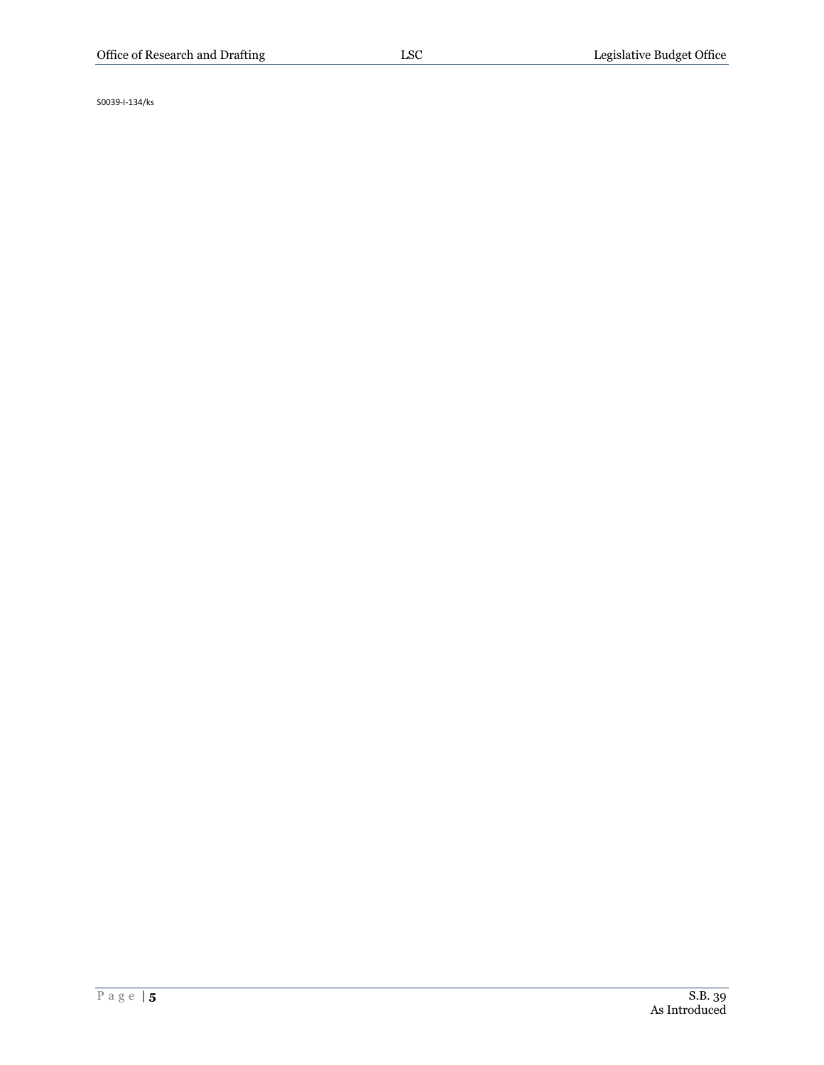S0039-I-134/ks